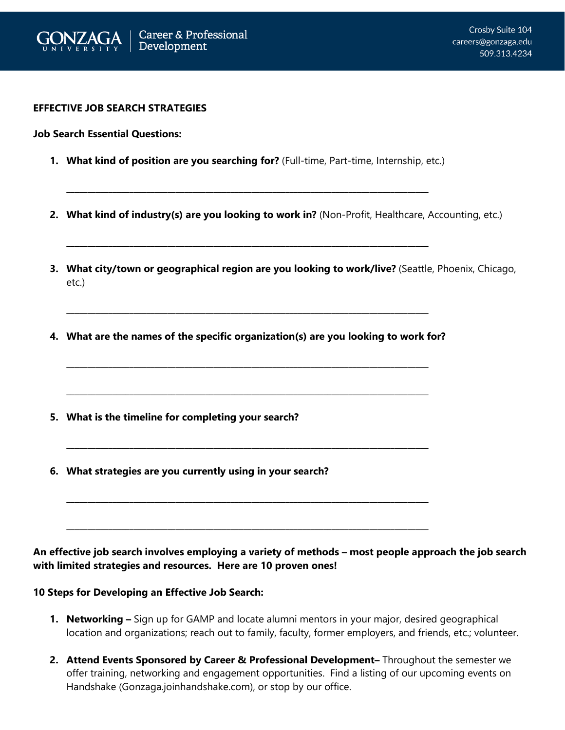Gonzaga University | Career & Professional Development

Crosby Suite 104
careers@gonzaga.edu
509.313.4234

## EFFECTIVE JOB SEARCH STRATEGIES

**Job Search Essential Questions:**

1. **What kind of position are you searching for?** (Full-time, Part-time, Internship, etc.)

   ______________________________________________________________________________

2. **What kind of industry(s) are you looking to work in?** (Non-Profit, Healthcare, Accounting, etc.)

   ______________________________________________________________________________

3. **What city/town or geographical region are you looking to work/live?** (Seattle, Phoenix, Chicago, etc.)

   ______________________________________________________________________________

4. **What are the names of the specific organization(s) are you looking to work for?**

   ______________________________________________________________________________

   ______________________________________________________________________________

5. **What is the timeline for completing your search?**

   ______________________________________________________________________________

6. **What strategies are you currently using in your search?**

   ______________________________________________________________________________

   ______________________________________________________________________________

**An effective job search involves employing a variety of methods – most people approach the job search with limited strategies and resources. Here are 10 proven ones!**

**10 Steps for Developing an Effective Job Search:**

1. **Networking –** Sign up for GAMP and locate alumni mentors in your major, desired geographical location and organizations; reach out to family, faculty, former employers, and friends, etc.; volunteer.

2. **Attend Events Sponsored by Career & Professional Development–** Throughout the semester we offer training, networking and engagement opportunities. Find a listing of our upcoming events on Handshake (Gonzaga.joinhandshake.com), or stop by our office.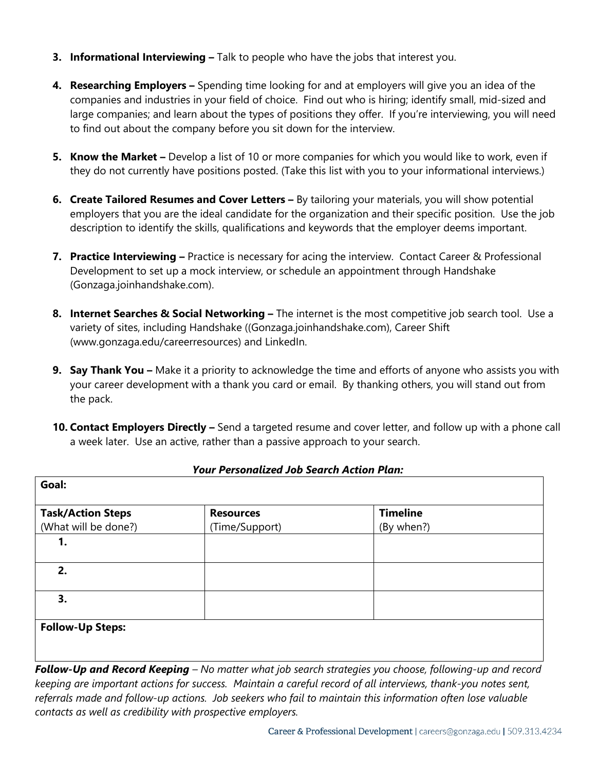3. **Informational Interviewing –** Talk to people who have the jobs that interest you.

4. **Researching Employers –** Spending time looking for and at employers will give you an idea of the companies and industries in your field of choice. Find out who is hiring; identify small, mid-sized and large companies; and learn about the types of positions they offer. If you're interviewing, you will need to find out about the company before you sit down for the interview.

5. **Know the Market –** Develop a list of 10 or more companies for which you would like to work, even if they do not currently have positions posted. (Take this list with you to your informational interviews.)

6. **Create Tailored Resumes and Cover Letters –** By tailoring your materials, you will show potential employers that you are the ideal candidate for the organization and their specific position. Use the job description to identify the skills, qualifications and keywords that the employer deems important.

7. **Practice Interviewing –** Practice is necessary for acing the interview. Contact Career & Professional Development to set up a mock interview, or schedule an appointment through Handshake (Gonzaga.joinhandshake.com).

8. **Internet Searches & Social Networking –** The internet is the most competitive job search tool. Use a variety of sites, including Handshake ((Gonzaga.joinhandshake.com), Career Shift (www.gonzaga.edu/careerresources) and LinkedIn.

9. **Say Thank You –** Make it a priority to acknowledge the time and efforts of anyone who assists you with your career development with a thank you card or email. By thanking others, you will stand out from the pack.

10. **Contact Employers Directly –** Send a targeted resume and cover letter, and follow up with a phone call a week later. Use an active, rather than a passive approach to your search.

***Your Personalized Job Search Action Plan:***

| **Goal:** | | |
|---|---|---|
| **Task/Action Steps** (What will be done?) | **Resources** (Time/Support) | **Timeline** (By when?) |
| **1.** | | |
| **2.** | | |
| **3.** | | |
| **Follow-Up Steps:** | | |

***Follow-Up and Record Keeping** – No matter what job search strategies you choose, following-up and record keeping are important actions for success. Maintain a careful record of all interviews, thank-you notes sent, referrals made and follow-up actions. Job seekers who fail to maintain this information often lose valuable contacts as well as credibility with prospective employers.*

Career & Professional Development | careers@gonzaga.edu | 509.313.4234